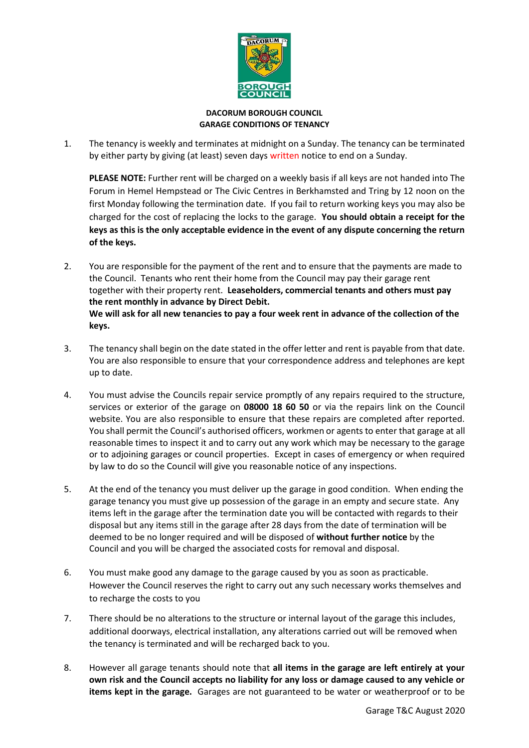**DACORUM BOROUGH COUNCIL**
**GARAGE CONDITIONS OF TENANCY**

1. The tenancy is weekly and terminates at midnight on a Sunday. The tenancy can be terminated by either party by giving (at least) seven days written notice to end on a Sunday.

   **PLEASE NOTE:** Further rent will be charged on a weekly basis if all keys are not handed into The Forum in Hemel Hempstead or The Civic Centres in Berkhamsted and Tring by 12 noon on the first Monday following the termination date. If you fail to return working keys you may also be charged for the cost of replacing the locks to the garage. **You should obtain a receipt for the keys as this is the only acceptable evidence in the event of any dispute concerning the return of the keys.**

2. You are responsible for the payment of the rent and to ensure that the payments are made to the Council. Tenants who rent their home from the Council may pay their garage rent together with their property rent. **Leaseholders, commercial tenants and others must pay the rent monthly in advance by Direct Debit.**
   **We will ask for all new tenancies to pay a four week rent in advance of the collection of the keys.**

3. The tenancy shall begin on the date stated in the offer letter and rent is payable from that date. You are also responsible to ensure that your correspondence address and telephones are kept up to date.

4. You must advise the Councils repair service promptly of any repairs required to the structure, services or exterior of the garage on **08000 18 60 50** or via the repairs link on the Council website. You are also responsible to ensure that these repairs are completed after reported. You shall permit the Council's authorised officers, workmen or agents to enter that garage at all reasonable times to inspect it and to carry out any work which may be necessary to the garage or to adjoining garages or council properties. Except in cases of emergency or when required by law to do so the Council will give you reasonable notice of any inspections.

5. At the end of the tenancy you must deliver up the garage in good condition. When ending the garage tenancy you must give up possession of the garage in an empty and secure state. Any items left in the garage after the termination date you will be contacted with regards to their disposal but any items still in the garage after 28 days from the date of termination will be deemed to be no longer required and will be disposed of **without further notice** by the Council and you will be charged the associated costs for removal and disposal.

6. You must make good any damage to the garage caused by you as soon as practicable. However the Council reserves the right to carry out any such necessary works themselves and to recharge the costs to you

7. There should be no alterations to the structure or internal layout of the garage this includes, additional doorways, electrical installation, any alterations carried out will be removed when the tenancy is terminated and will be recharged back to you.

8. However all garage tenants should note that **all items in the garage are left entirely at your own risk and the Council accepts no liability for any loss or damage caused to any vehicle or items kept in the garage.** Garages are not guaranteed to be water or weatherproof or to be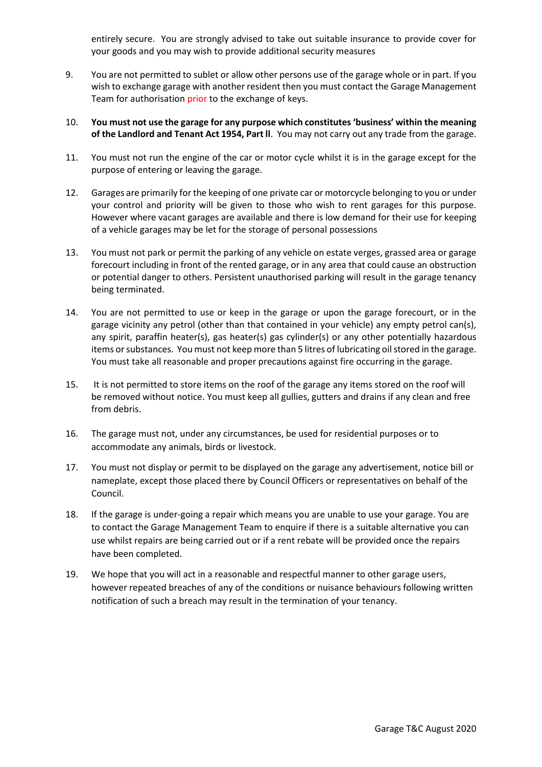entirely secure. You are strongly advised to take out suitable insurance to provide cover for your goods and you may wish to provide additional security measures

9. You are not permitted to sublet or allow other persons use of the garage whole or in part. If you wish to exchange garage with another resident then you must contact the Garage Management Team for authorisation prior to the exchange of keys.

10. **You must not use the garage for any purpose which constitutes 'business' within the meaning of the Landlord and Tenant Act 1954, Part ll**. You may not carry out any trade from the garage.

11. You must not run the engine of the car or motor cycle whilst it is in the garage except for the purpose of entering or leaving the garage.

12. Garages are primarily for the keeping of one private car or motorcycle belonging to you or under your control and priority will be given to those who wish to rent garages for this purpose. However where vacant garages are available and there is low demand for their use for keeping of a vehicle garages may be let for the storage of personal possessions

13. You must not park or permit the parking of any vehicle on estate verges, grassed area or garage forecourt including in front of the rented garage, or in any area that could cause an obstruction or potential danger to others. Persistent unauthorised parking will result in the garage tenancy being terminated.

14. You are not permitted to use or keep in the garage or upon the garage forecourt, or in the garage vicinity any petrol (other than that contained in your vehicle) any empty petrol can(s), any spirit, paraffin heater(s), gas heater(s) gas cylinder(s) or any other potentially hazardous items or substances. You must not keep more than 5 litres of lubricating oil stored in the garage. You must take all reasonable and proper precautions against fire occurring in the garage.

15. It is not permitted to store items on the roof of the garage any items stored on the roof will be removed without notice. You must keep all gullies, gutters and drains if any clean and free from debris.

16. The garage must not, under any circumstances, be used for residential purposes or to accommodate any animals, birds or livestock.

17. You must not display or permit to be displayed on the garage any advertisement, notice bill or nameplate, except those placed there by Council Officers or representatives on behalf of the Council.

18. If the garage is under-going a repair which means you are unable to use your garage. You are to contact the Garage Management Team to enquire if there is a suitable alternative you can use whilst repairs are being carried out or if a rent rebate will be provided once the repairs have been completed.

19. We hope that you will act in a reasonable and respectful manner to other garage users, however repeated breaches of any of the conditions or nuisance behaviours following written notification of such a breach may result in the termination of your tenancy.

Garage T&C August 2020